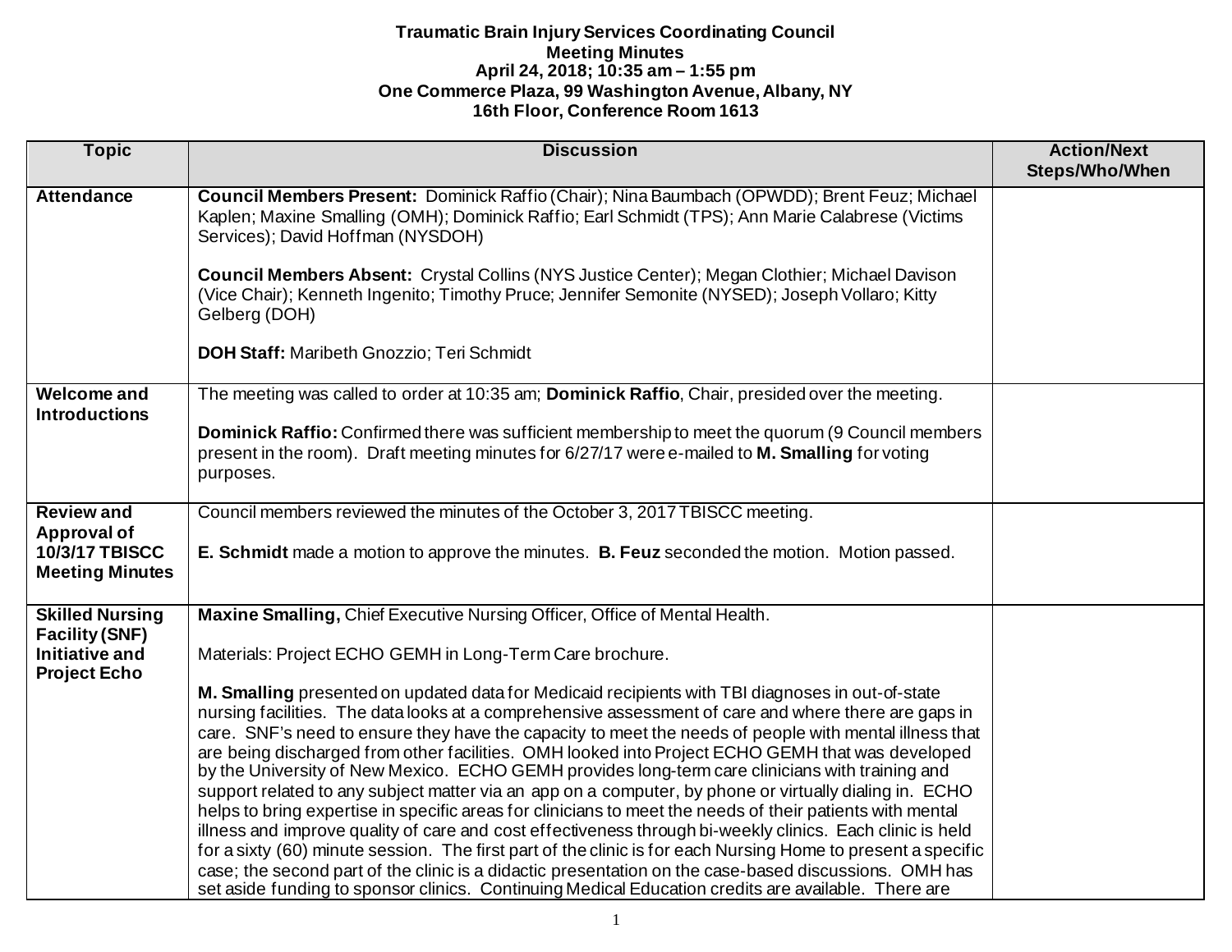**Traumatic Brain Injury Services Coordinating Council**
**Meeting Minutes**
**April 24, 2018; 10:35 am – 1:55 pm**
**One Commerce Plaza, 99 Washington Avenue, Albany, NY**
**16th Floor, Conference Room 1613**

| Topic | Discussion | Action/Next Steps/Who/When |
|---|---|---|
| **Attendance** | **Council Members Present:** Dominick Raffio (Chair); Nina Baumbach (OPWDD); Brent Feuz; Michael Kaplen; Maxine Smalling (OMH); Dominick Raffio; Earl Schmidt (TPS); Ann Marie Calabrese (Victims Services); David Hoffman (NYSDOH)<br><br>**Council Members Absent:** Crystal Collins (NYS Justice Center); Megan Clothier; Michael Davison (Vice Chair); Kenneth Ingenito; Timothy Pruce; Jennifer Semonite (NYSED); Joseph Vollaro; Kitty Gelberg (DOH)<br><br>**DOH Staff:** Maribeth Gnozzio; Teri Schmidt | |
| **Welcome and Introductions** | The meeting was called to order at 10:35 am; **Dominick Raffio**, Chair, presided over the meeting.<br><br>**Dominick Raffio:** Confirmed there was sufficient membership to meet the quorum (9 Council members present in the room). Draft meeting minutes for 6/27/17 were e-mailed to **M. Smalling** for voting purposes. | |
| **Review and Approval of 10/3/17 TBISCC Meeting Minutes** | Council members reviewed the minutes of the October 3, 2017 TBISCC meeting.<br><br>**E. Schmidt** made a motion to approve the minutes. **B. Feuz** seconded the motion. Motion passed. | |
| **Skilled Nursing Facility (SNF) Initiative and Project Echo** | **Maxine Smalling,** Chief Executive Nursing Officer, Office of Mental Health.<br><br>Materials: Project ECHO GEMH in Long-Term Care brochure.<br><br>**M. Smalling** presented on updated data for Medicaid recipients with TBI diagnoses in out-of-state nursing facilities. The data looks at a comprehensive assessment of care and where there are gaps in care. SNF's need to ensure they have the capacity to meet the needs of people with mental illness that are being discharged from other facilities. OMH looked into Project ECHO GEMH that was developed by the University of New Mexico. ECHO GEMH provides long-term care clinicians with training and support related to any subject matter via an app on a computer, by phone or virtually dialing in. ECHO helps to bring expertise in specific areas for clinicians to meet the needs of their patients with mental illness and improve quality of care and cost effectiveness through bi-weekly clinics. Each clinic is held for a sixty (60) minute session. The first part of the clinic is for each Nursing Home to present a specific case; the second part of the clinic is a didactic presentation on the case-based discussions. OMH has set aside funding to sponsor clinics. Continuing Medical Education credits are available. There are | |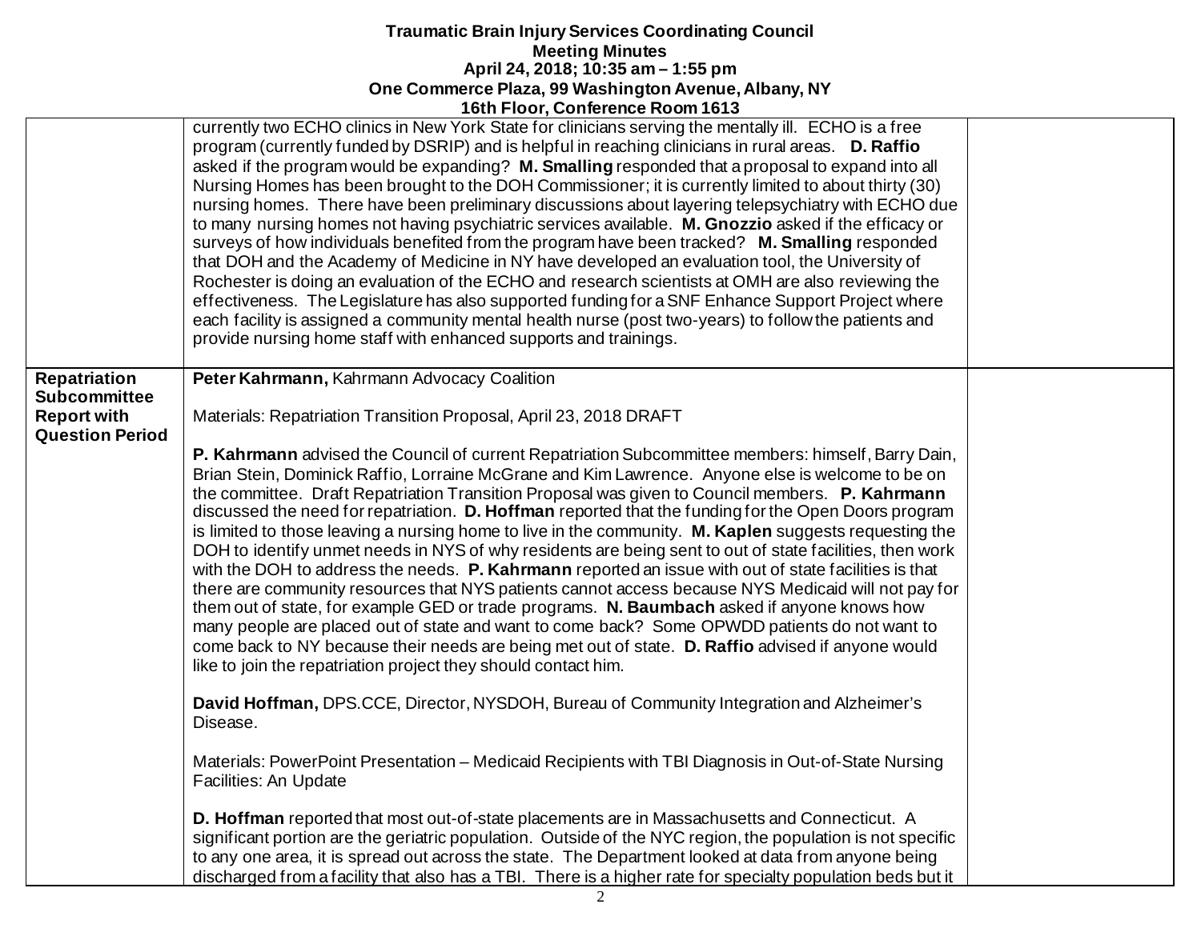| | | |
|---|---|---|
| | currently two ECHO clinics in New York State for clinicians serving the mentally ill. ECHO is a free program (currently funded by DSRIP) and is helpful in reaching clinicians in rural areas. **D. Raffio** asked if the program would be expanding? **M. Smalling** responded that a proposal to expand into all Nursing Homes has been brought to the DOH Commissioner; it is currently limited to about thirty (30) nursing homes. There have been preliminary discussions about layering telepsychiatry with ECHO due to many nursing homes not having psychiatric services available. **M. Gnozzio** asked if the efficacy or surveys of how individuals benefited from the program have been tracked? **M. Smalling** responded that DOH and the Academy of Medicine in NY have developed an evaluation tool, the University of Rochester is doing an evaluation of the ECHO and research scientists at OMH are also reviewing the effectiveness. The Legislature has also supported funding for a SNF Enhance Support Project where each facility is assigned a community mental health nurse (post two-years) to follow the patients and provide nursing home staff with enhanced supports and trainings. | |
| **Repatriation Subcommittee Report with Question Period** | **Peter Kahrmann,** Kahrmann Advocacy Coalition<br><br>Materials: Repatriation Transition Proposal, April 23, 2018 DRAFT<br><br>**P. Kahrmann** advised the Council of current Repatriation Subcommittee members: himself, Barry Dain, Brian Stein, Dominick Raffio, Lorraine McGrane and Kim Lawrence. Anyone else is welcome to be on the committee. Draft Repatriation Transition Proposal was given to Council members. **P. Kahrmann** discussed the need for repatriation. **D. Hoffman** reported that the funding for the Open Doors program is limited to those leaving a nursing home to live in the community. **M. Kaplen** suggests requesting the DOH to identify unmet needs in NYS of why residents are being sent to out of state facilities, then work with the DOH to address the needs. **P. Kahrmann** reported an issue with out of state facilities is that there are community resources that NYS patients cannot access because NYS Medicaid will not pay for them out of state, for example GED or trade programs. **N. Baumbach** asked if anyone knows how many people are placed out of state and want to come back? Some OPWDD patients do not want to come back to NY because their needs are being met out of state. **D. Raffio** advised if anyone would like to join the repatriation project they should contact him.<br><br>**David Hoffman,** DPS.CCE, Director, NYSDOH, Bureau of Community Integration and Alzheimer's Disease.<br><br>Materials: PowerPoint Presentation – Medicaid Recipients with TBI Diagnosis in Out-of-State Nursing Facilities: An Update<br><br>**D. Hoffman** reported that most out-of-state placements are in Massachusetts and Connecticut. A significant portion are the geriatric population. Outside of the NYC region, the population is not specific to any one area, it is spread out across the state. The Department looked at data from anyone being discharged from a facility that also has a TBI. There is a higher rate for specialty population beds but it | |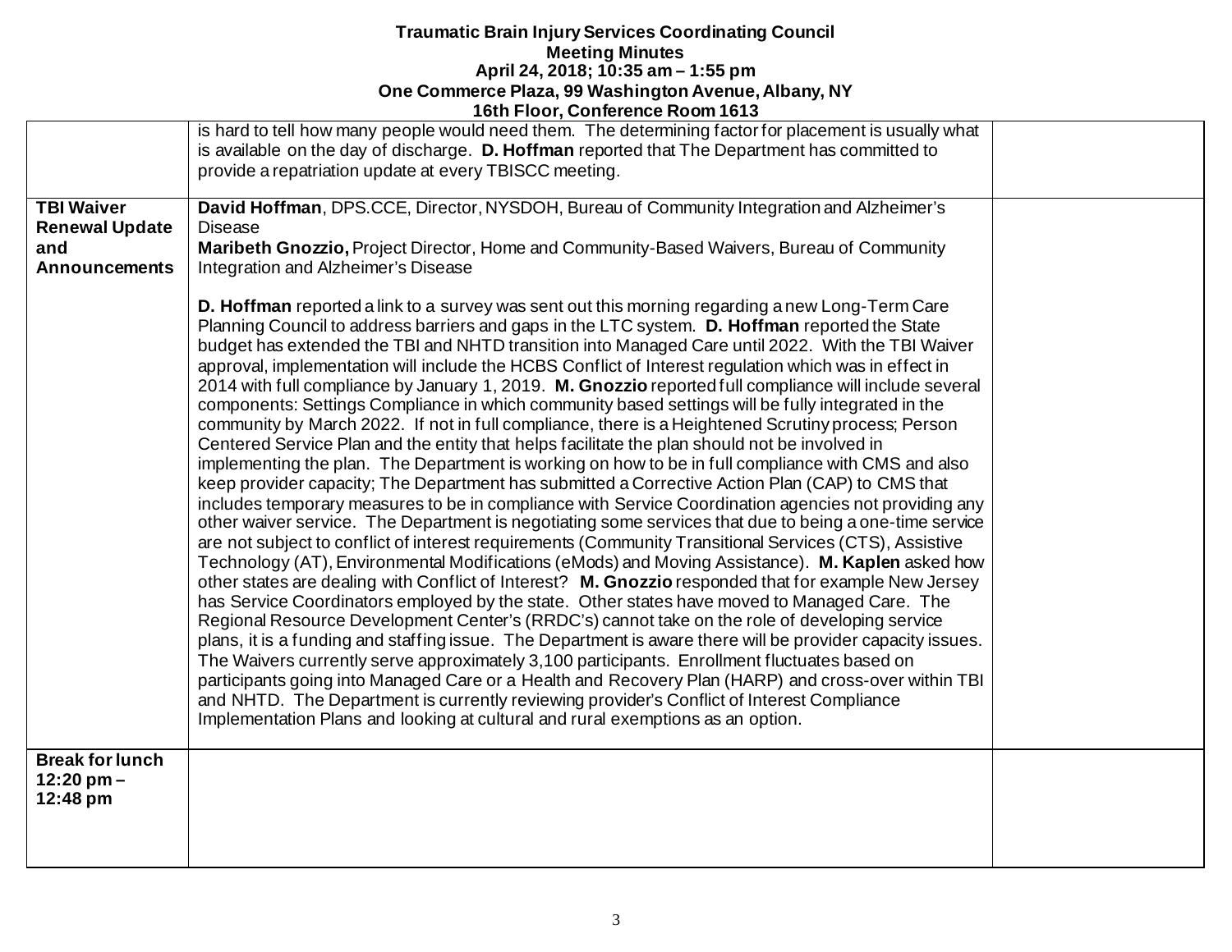**Traumatic Brain Injury Services Coordinating Council**
**Meeting Minutes**
**April 24, 2018; 10:35 am – 1:55 pm**
**One Commerce Plaza, 99 Washington Avenue, Albany, NY**
**16th Floor, Conference Room 1613**

| | | |
|---|---|---|
| | is hard to tell how many people would need them. The determining factor for placement is usually what is available on the day of discharge. **D. Hoffman** reported that The Department has committed to provide a repatriation update at every TBISCC meeting. | |
| **TBI Waiver Renewal Update and Announcements** | **David Hoffman**, DPS.CCE, Director, NYSDOH, Bureau of Community Integration and Alzheimer's Disease<br>**Maribeth Gnozzio,** Project Director, Home and Community-Based Waivers, Bureau of Community Integration and Alzheimer's Disease<br><br>**D. Hoffman** reported a link to a survey was sent out this morning regarding a new Long-Term Care Planning Council to address barriers and gaps in the LTC system. **D. Hoffman** reported the State budget has extended the TBI and NHTD transition into Managed Care until 2022. With the TBI Waiver approval, implementation will include the HCBS Conflict of Interest regulation which was in effect in 2014 with full compliance by January 1, 2019. **M. Gnozzio** reported full compliance will include several components: Settings Compliance in which community based settings will be fully integrated in the community by March 2022. If not in full compliance, there is a Heightened Scrutiny process; Person Centered Service Plan and the entity that helps facilitate the plan should not be involved in implementing the plan. The Department is working on how to be in full compliance with CMS and also keep provider capacity; The Department has submitted a Corrective Action Plan (CAP) to CMS that includes temporary measures to be in compliance with Service Coordination agencies not providing any other waiver service. The Department is negotiating some services that due to being a one-time service are not subject to conflict of interest requirements (Community Transitional Services (CTS), Assistive Technology (AT), Environmental Modifications (eMods) and Moving Assistance). **M. Kaplen** asked how other states are dealing with Conflict of Interest? **M. Gnozzio** responded that for example New Jersey has Service Coordinators employed by the state. Other states have moved to Managed Care. The Regional Resource Development Center's (RRDC's) cannot take on the role of developing service plans, it is a funding and staffing issue. The Department is aware there will be provider capacity issues. The Waivers currently serve approximately 3,100 participants. Enrollment fluctuates based on participants going into Managed Care or a Health and Recovery Plan (HARP) and cross-over within TBI and NHTD. The Department is currently reviewing provider's Conflict of Interest Compliance Implementation Plans and looking at cultural and rural exemptions as an option. | |
| **Break for lunch 12:20 pm – 12:48 pm** | | |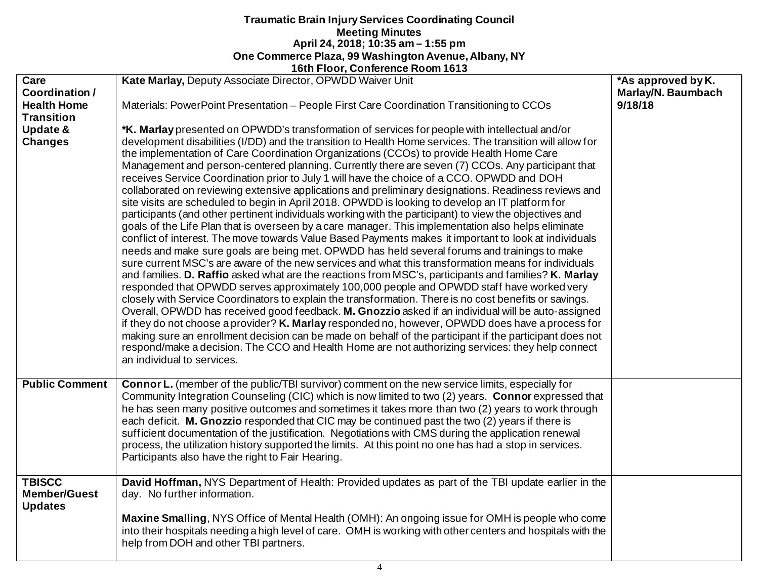**Traumatic Brain Injury Services Coordinating Council**
**Meeting Minutes**
**April 24, 2018; 10:35 am – 1:55 pm**
**One Commerce Plaza, 99 Washington Avenue, Albany, NY**
**16th Floor, Conference Room 1613**

| | | |
|---|---|---|
| **Care Coordination / Health Home Transition Update & Changes** | **Kate Marlay,** Deputy Associate Director, OPWDD Waiver Unit<br><br>Materials: PowerPoint Presentation – People First Care Coordination Transitioning to CCOs<br><br>**\*K. Marlay** presented on OPWDD's transformation of services for people with intellectual and/or development disabilities (I/DD) and the transition to Health Home services. The transition will allow for the implementation of Care Coordination Organizations (CCOs) to provide Health Home Care Management and person-centered planning. Currently there are seven (7) CCOs. Any participant that receives Service Coordination prior to July 1 will have the choice of a CCO. OPWDD and DOH collaborated on reviewing extensive applications and preliminary designations. Readiness reviews and site visits are scheduled to begin in April 2018. OPWDD is looking to develop an IT platform for participants (and other pertinent individuals working with the participant) to view the objectives and goals of the Life Plan that is overseen by a care manager. This implementation also helps eliminate conflict of interest. The move towards Value Based Payments makes it important to look at individuals needs and make sure goals are being met. OPWDD has held several forums and trainings to make sure current MSC's are aware of the new services and what this transformation means for individuals and families. **D. Raffio** asked what are the reactions from MSC's, participants and families? **K. Marlay** responded that OPWDD serves approximately 100,000 people and OPWDD staff have worked very closely with Service Coordinators to explain the transformation. There is no cost benefits or savings. Overall, OPWDD has received good feedback. **M. Gnozzio** asked if an individual will be auto-assigned if they do not choose a provider? **K. Marlay** responded no, however, OPWDD does have a process for making sure an enrollment decision can be made on behalf of the participant if the participant does not respond/make a decision. The CCO and Health Home are not authorizing services: they help connect an individual to services. | **\*As approved by K. Marlay/N. Baumbach 9/18/18** |
| **Public Comment** | **Connor L.** (member of the public/TBI survivor) comment on the new service limits, especially for Community Integration Counseling (CIC) which is now limited to two (2) years. **Connor** expressed that he has seen many positive outcomes and sometimes it takes more than two (2) years to work through each deficit. **M. Gnozzio** responded that CIC may be continued past the two (2) years if there is sufficient documentation of the justification. Negotiations with CMS during the application renewal process, the utilization history supported the limits. At this point no one has had a stop in services. Participants also have the right to Fair Hearing. | |
| **TBISCC Member/Guest Updates** | **David Hoffman,** NYS Department of Health: Provided updates as part of the TBI update earlier in the day. No further information.<br><br>**Maxine Smalling**, NYS Office of Mental Health (OMH): An ongoing issue for OMH is people who come into their hospitals needing a high level of care. OMH is working with other centers and hospitals with the help from DOH and other TBI partners. | |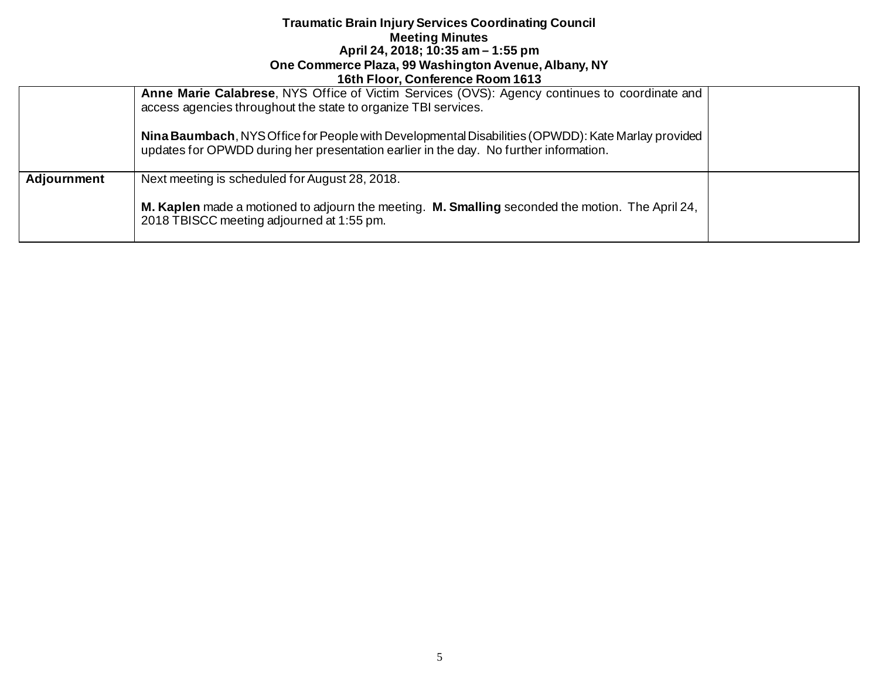**Traumatic Brain Injury Services Coordinating Council**
**Meeting Minutes**
**April 24, 2018; 10:35 am – 1:55 pm**
**One Commerce Plaza, 99 Washington Avenue, Albany, NY**
**16th Floor, Conference Room 1613**

| | | |
|---|---|---|
| | **Anne Marie Calabrese**, NYS Office of Victim Services (OVS): Agency continues to coordinate and access agencies throughout the state to organize TBI services.<br><br>**Nina Baumbach**, NYS Office for People with Developmental Disabilities (OPWDD): Kate Marlay provided updates for OPWDD during her presentation earlier in the day. No further information. | |
| **Adjournment** | Next meeting is scheduled for August 28, 2018.<br><br>**M. Kaplen** made a motioned to adjourn the meeting. **M. Smalling** seconded the motion. The April 24, 2018 TBISCC meeting adjourned at 1:55 pm. | |